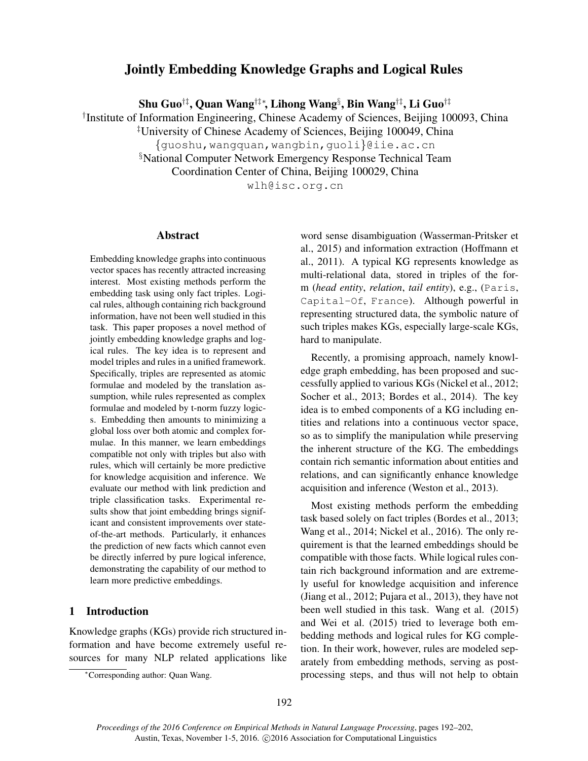# Jointly Embedding Knowledge Graphs and Logical Rules

**Shu Guo[†‡], Quan Wang[†‡*], Lihong Wang[§], Bin Wang[†‡], Li Guo[†‡]**

[†]Institute of Information Engineering, Chinese Academy of Sciences, Beijing 100093, China

[‡]University of Chinese Academy of Sciences, Beijing 100049, China

{guoshu,wangquan,wangbin,guoli}@iie.ac.cn

[§]National Computer Network Emergency Response Technical Team Coordination Center of China, Beijing 100029, China

wlh@isc.org.cn

## Abstract

Embedding knowledge graphs into continuous vector spaces has recently attracted increasing interest. Most existing methods perform the embedding task using only fact triples. Logical rules, although containing rich background information, have not been well studied in this task. This paper proposes a novel method of jointly embedding knowledge graphs and logical rules. The key idea is to represent and model triples and rules in a unified framework. Specifically, triples are represented as atomic formulae and modeled by the translation assumption, while rules represented as complex formulae and modeled by t-norm fuzzy logics. Embedding then amounts to minimizing a global loss over both atomic and complex formulae. In this manner, we learn embeddings compatible not only with triples but also with rules, which will certainly be more predictive for knowledge acquisition and inference. We evaluate our method with link prediction and triple classification tasks. Experimental results show that joint embedding brings significant and consistent improvements over state-of-the-art methods. Particularly, it enhances the prediction of new facts which cannot even be directly inferred by pure logical inference, demonstrating the capability of our method to learn more predictive embeddings.

## 1 Introduction

Knowledge graphs (KGs) provide rich structured information and have become extremely useful resources for many NLP related applications like word sense disambiguation (Wasserman-Pritsker et al., 2015) and information extraction (Hoffmann et al., 2011). A typical KG represents knowledge as multi-relational data, stored in triples of the form (*head entity*, *relation*, *tail entity*), e.g., (Paris, Capital-Of, France). Although powerful in representing structured data, the symbolic nature of such triples makes KGs, especially large-scale KGs, hard to manipulate.

Recently, a promising approach, namely knowledge graph embedding, has been proposed and successfully applied to various KGs (Nickel et al., 2012; Socher et al., 2013; Bordes et al., 2014). The key idea is to embed components of a KG including entities and relations into a continuous vector space, so as to simplify the manipulation while preserving the inherent structure of the KG. The embeddings contain rich semantic information about entities and relations, and can significantly enhance knowledge acquisition and inference (Weston et al., 2013).

Most existing methods perform the embedding task based solely on fact triples (Bordes et al., 2013; Wang et al., 2014; Nickel et al., 2016). The only requirement is that the learned embeddings should be compatible with those facts. While logical rules contain rich background information and are extremely useful for knowledge acquisition and inference (Jiang et al., 2012; Pujara et al., 2013), they have not been well studied in this task. Wang et al. (2015) and Wei et al. (2015) tried to leverage both embedding methods and logical rules for KG completion. In their work, however, rules are modeled separately from embedding methods, serving as post-processing steps, and thus will not help to obtain

*Corresponding author: Quan Wang.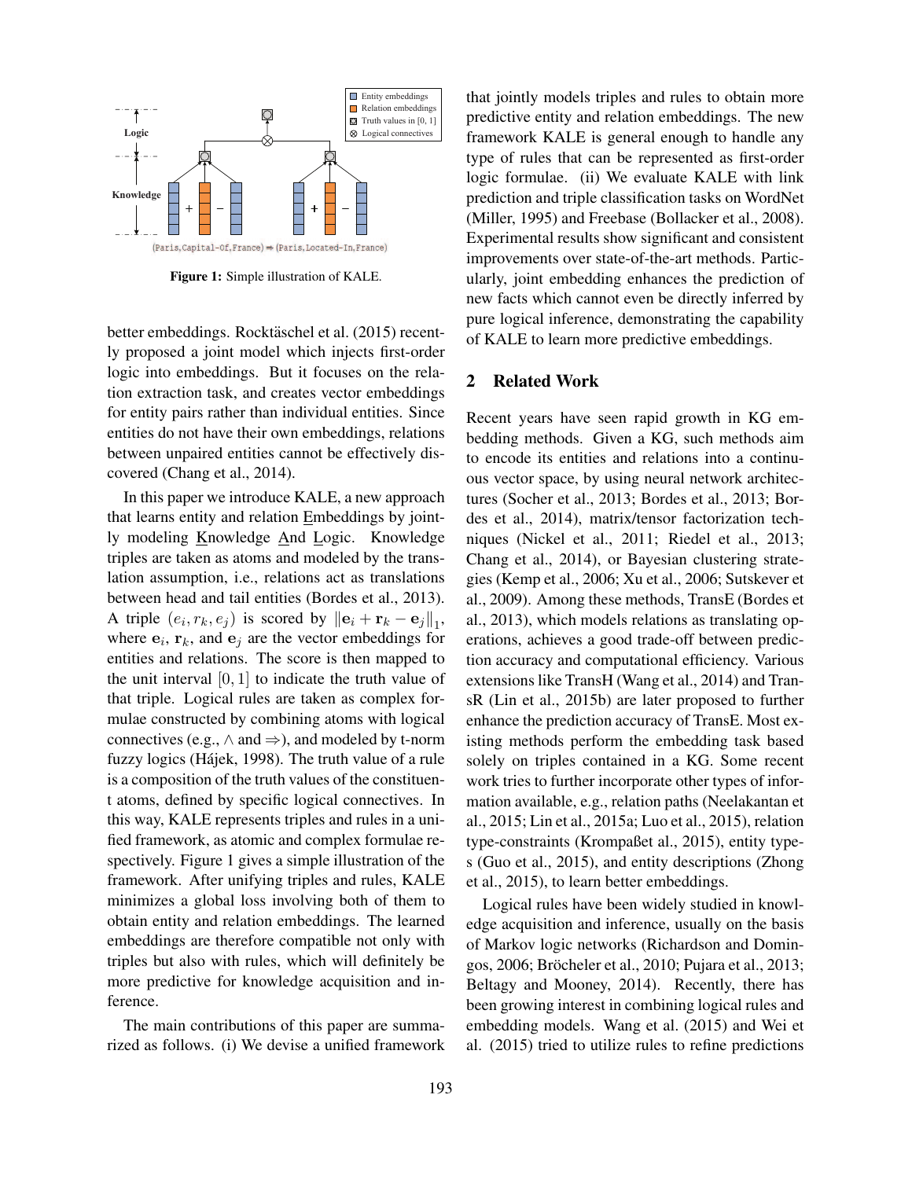Figure 1: Simple illustration of KALE.

better embeddings. Rocktäschel et al. (2015) recently proposed a joint model which injects first-order logic into embeddings. But it focuses on the relation extraction task, and creates vector embeddings for entity pairs rather than individual entities. Since entities do not have their own embeddings, relations between unpaired entities cannot be effectively discovered (Chang et al., 2014).

In this paper we introduce KALE, a new approach that learns entity and relation Embeddings by jointly modeling Knowledge And Logic. Knowledge triples are taken as atoms and modeled by the translation assumption, i.e., relations act as translations between head and tail entities (Bordes et al., 2013). A triple $(e_i, r_k, e_j)$ is scored by $\|\mathbf{e}_i + \mathbf{r}_k - \mathbf{e}_j\|_1$, where $\mathbf{e}_i$, $\mathbf{r}_k$, and $\mathbf{e}_j$ are the vector embeddings for entities and relations. The score is then mapped to the unit interval $[0, 1]$ to indicate the truth value of that triple. Logical rules are taken as complex formulae constructed by combining atoms with logical connectives (e.g., $\wedge$ and $\Rightarrow$), and modeled by t-norm fuzzy logics (Hájek, 1998). The truth value of a rule is a composition of the truth values of the constituent atoms, defined by specific logical connectives. In this way, KALE represents triples and rules in a unified framework, as atomic and complex formulae respectively. Figure 1 gives a simple illustration of the framework. After unifying triples and rules, KALE minimizes a global loss involving both of them to obtain entity and relation embeddings. The learned embeddings are therefore compatible not only with triples but also with rules, which will definitely be more predictive for knowledge acquisition and inference.

The main contributions of this paper are summarized as follows. (i) We devise a unified framework that jointly models triples and rules to obtain more predictive entity and relation embeddings. The new framework KALE is general enough to handle any type of rules that can be represented as first-order logic formulae. (ii) We evaluate KALE with link prediction and triple classification tasks on WordNet (Miller, 1995) and Freebase (Bollacker et al., 2008). Experimental results show significant and consistent improvements over state-of-the-art methods. Particularly, joint embedding enhances the prediction of new facts which cannot even be directly inferred by pure logical inference, demonstrating the capability of KALE to learn more predictive embeddings.

## 2 Related Work

Recent years have seen rapid growth in KG embedding methods. Given a KG, such methods aim to encode its entities and relations into a continuous vector space, by using neural network architectures (Socher et al., 2013; Bordes et al., 2013; Bordes et al., 2014), matrix/tensor factorization techniques (Nickel et al., 2011; Riedel et al., 2013; Chang et al., 2014), or Bayesian clustering strategies (Kemp et al., 2006; Xu et al., 2006; Sutskever et al., 2009). Among these methods, TransE (Bordes et al., 2013), which models relations as translating operations, achieves a good trade-off between prediction accuracy and computational efficiency. Various extensions like TransH (Wang et al., 2014) and TransR (Lin et al., 2015b) are later proposed to further enhance the prediction accuracy of TransE. Most existing methods perform the embedding task based solely on triples contained in a KG. Some recent work tries to further incorporate other types of information available, e.g., relation paths (Neelakantan et al., 2015; Lin et al., 2015a; Luo et al., 2015), relation type-constraints (Krompaßet al., 2015), entity types (Guo et al., 2015), and entity descriptions (Zhong et al., 2015), to learn better embeddings.

Logical rules have been widely studied in knowledge acquisition and inference, usually on the basis of Markov logic networks (Richardson and Domingos, 2006; Bröcheler et al., 2010; Pujara et al., 2013; Beltagy and Mooney, 2014). Recently, there has been growing interest in combining logical rules and embedding models. Wang et al. (2015) and Wei et al. (2015) tried to utilize rules to refine predictions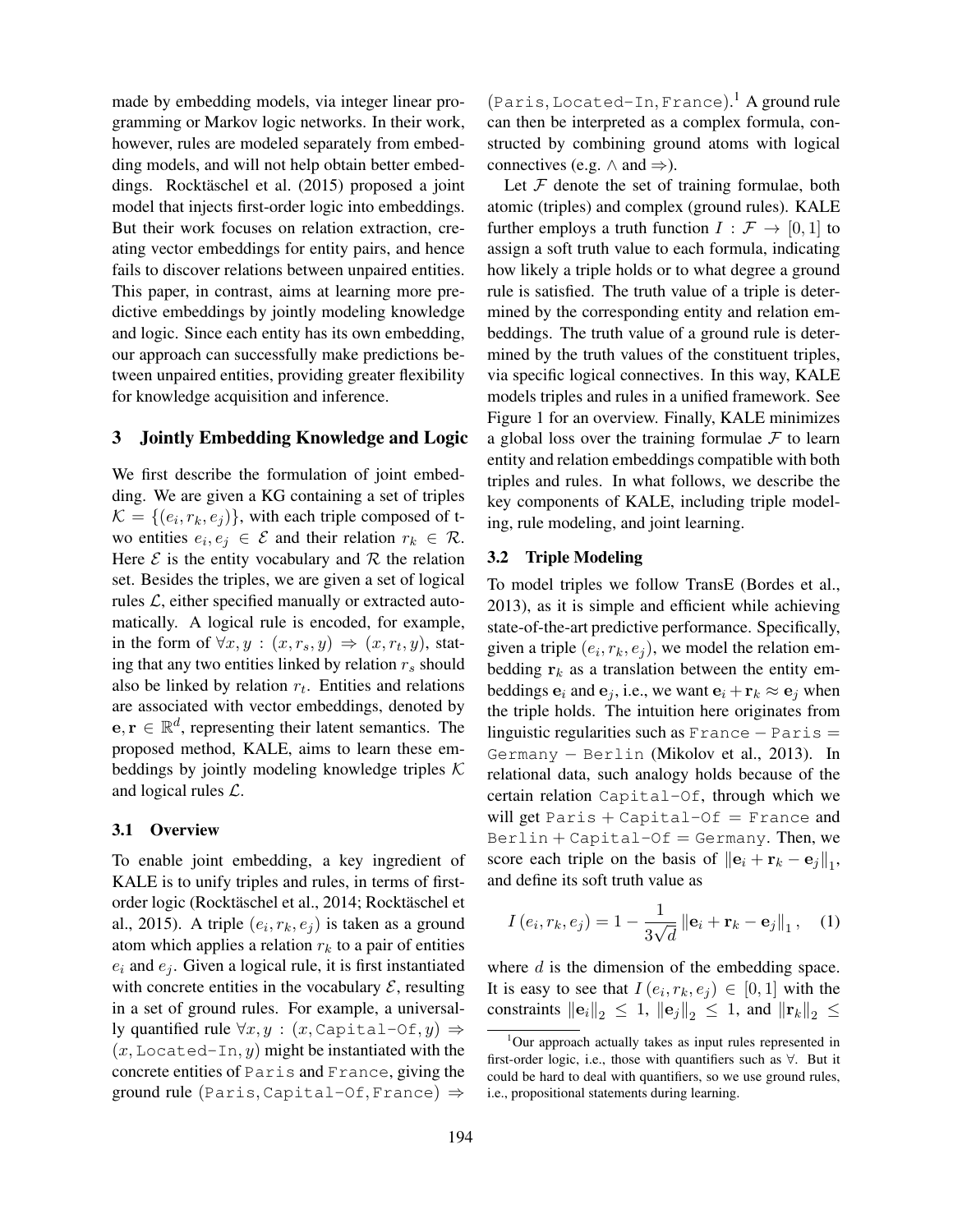made by embedding models, via integer linear programming or Markov logic networks. In their work, however, rules are modeled separately from embedding models, and will not help obtain better embeddings. Rocktäschel et al. (2015) proposed a joint model that injects first-order logic into embeddings. But their work focuses on relation extraction, creating vector embeddings for entity pairs, and hence fails to discover relations between unpaired entities. This paper, in contrast, aims at learning more predictive embeddings by jointly modeling knowledge and logic. Since each entity has its own embedding, our approach can successfully make predictions between unpaired entities, providing greater flexibility for knowledge acquisition and inference.

## 3 Jointly Embedding Knowledge and Logic

We first describe the formulation of joint embedding. We are given a KG containing a set of triples $\mathcal{K} = \{(e_i, r_k, e_j)\}$, with each triple composed of two entities $e_i, e_j \in \mathcal{E}$ and their relation $r_k \in \mathcal{R}$. Here $\mathcal{E}$ is the entity vocabulary and $\mathcal{R}$ the relation set. Besides the triples, we are given a set of logical rules $\mathcal{L}$, either specified manually or extracted automatically. A logical rule is encoded, for example, in the form of $\forall x, y : (x, r_s, y) \Rightarrow (x, r_t, y)$, stating that any two entities linked by relation $r_s$ should also be linked by relation $r_t$. Entities and relations are associated with vector embeddings, denoted by $\mathbf{e}, \mathbf{r} \in \mathbb{R}^d$, representing their latent semantics. The proposed method, KALE, aims to learn these embeddings by jointly modeling knowledge triples $\mathcal{K}$ and logical rules $\mathcal{L}$.

### 3.1 Overview

To enable joint embedding, a key ingredient of KALE is to unify triples and rules, in terms of first-order logic (Rocktäschel et al., 2014; Rocktäschel et al., 2015). A triple $(e_i, r_k, e_j)$ is taken as a ground atom which applies a relation $r_k$ to a pair of entities $e_i$ and $e_j$. Given a logical rule, it is first instantiated with concrete entities in the vocabulary $\mathcal{E}$, resulting in a set of ground rules. For example, a universally quantified rule $\forall x, y : (x, \texttt{Capital-Of}, y) \Rightarrow (x, \texttt{Located-In}, y)$ might be instantiated with the concrete entities of `Paris` and `France`, giving the ground rule $(\texttt{Paris}, \texttt{Capital-Of}, \texttt{France}) \Rightarrow (\texttt{Paris}, \texttt{Located-In}, \texttt{France})$.[1] A ground rule can then be interpreted as a complex formula, constructed by combining ground atoms with logical connectives (e.g. $\wedge$ and $\Rightarrow$).

Let $\mathcal{F}$ denote the set of training formulae, both atomic (triples) and complex (ground rules). KALE further employs a truth function $I : \mathcal{F} \rightarrow [0, 1]$ to assign a soft truth value to each formula, indicating how likely a triple holds or to what degree a ground rule is satisfied. The truth value of a triple is determined by the corresponding entity and relation embeddings. The truth value of a ground rule is determined by the truth values of the constituent triples, via specific logical connectives. In this way, KALE models triples and rules in a unified framework. See Figure 1 for an overview. Finally, KALE minimizes a global loss over the training formulae $\mathcal{F}$ to learn entity and relation embeddings compatible with both triples and rules. In what follows, we describe the key components of KALE, including triple modeling, rule modeling, and joint learning.

### 3.2 Triple Modeling

To model triples we follow TransE (Bordes et al., 2013), as it is simple and efficient while achieving state-of-the-art predictive performance. Specifically, given a triple $(e_i, r_k, e_j)$, we model the relation embedding $\mathbf{r}_k$ as a translation between the entity embeddings $\mathbf{e}_i$ and $\mathbf{e}_j$, i.e., we want $\mathbf{e}_i + \mathbf{r}_k \approx \mathbf{e}_j$ when the triple holds. The intuition here originates from linguistic regularities such as $\texttt{France} - \texttt{Paris} = \texttt{Germany} - \texttt{Berlin}$ (Mikolov et al., 2013). In relational data, such analogy holds because of the certain relation `Capital-Of`, through which we will get $\texttt{Paris} + \texttt{Capital-Of} = \texttt{France}$ and $\texttt{Berlin} + \texttt{Capital-Of} = \texttt{Germany}$. Then, we score each triple on the basis of $\|\mathbf{e}_i + \mathbf{r}_k - \mathbf{e}_j\|_1$, and define its soft truth value as

$$I(e_i, r_k, e_j) = 1 - \frac{1}{3\sqrt{d}} \|\mathbf{e}_i + \mathbf{r}_k - \mathbf{e}_j\|_1, \quad (1)$$

where $d$ is the dimension of the embedding space. It is easy to see that $I(e_i, r_k, e_j) \in [0, 1]$ with the constraints $\|\mathbf{e}_i\|_2 \leq 1$, $\|\mathbf{e}_j\|_2 \leq 1$, and $\|\mathbf{r}_k\|_2 \leq$

[1] Our approach actually takes as input rules represented in first-order logic, i.e., those with quantifiers such as $\forall$. But it could be hard to deal with quantifiers, so we use ground rules, i.e., propositional statements during learning.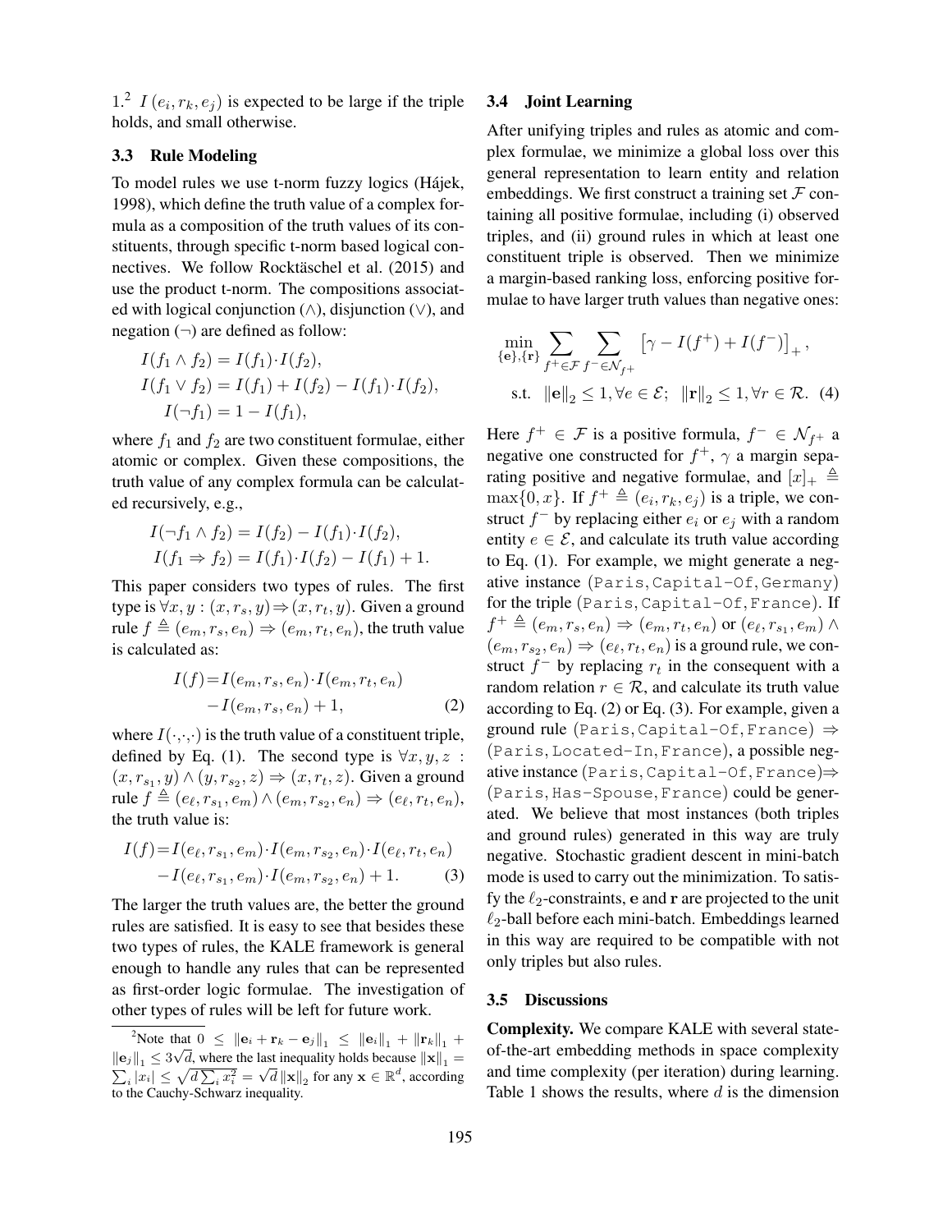1.[2] $I(e_i, r_k, e_j)$ is expected to be large if the triple holds, and small otherwise.

### 3.3 Rule Modeling

To model rules we use t-norm fuzzy logics (Hájek, 1998), which define the truth value of a complex formula as a composition of the truth values of its constituents, through specific t-norm based logical connectives. We follow Rocktäschel et al. (2015) and use the product t-norm. The compositions associated with logical conjunction ($\wedge$), disjunction ($\vee$), and negation ($\neg$) are defined as follow:

$$
\begin{aligned}
I(f_1 \wedge f_2) &= I(f_1) \cdot I(f_2), \\
I(f_1 \vee f_2) &= I(f_1) + I(f_2) - I(f_1) \cdot I(f_2), \\
I(\neg f_1) &= 1 - I(f_1),
\end{aligned}
$$

where $f_1$ and $f_2$ are two constituent formulae, either atomic or complex. Given these compositions, the truth value of any complex formula can be calculated recursively, e.g.,

$$
\begin{aligned}
I(\neg f_1 \wedge f_2) &= I(f_2) - I(f_1) \cdot I(f_2), \\
I(f_1 \Rightarrow f_2) &= I(f_1) \cdot I(f_2) - I(f_1) + 1.
\end{aligned}
$$

This paper considers two types of rules. The first type is $\forall x, y : (x, r_s, y) \Rightarrow (x, r_t, y)$. Given a ground rule $f \triangleq (e_m, r_s, e_n) \Rightarrow (e_m, r_t, e_n)$, the truth value is calculated as:

$$
\begin{aligned}
I(f) = & \, I(e_m, r_s, e_n) \cdot I(e_m, r_t, e_n) \\
& - I(e_m, r_s, e_n) + 1, \qquad (2)
\end{aligned}
$$

where $I(\cdot,\cdot,\cdot)$ is the truth value of a constituent triple, defined by Eq. (1). The second type is $\forall x, y, z : (x, r_{s_1}, y) \wedge (y, r_{s_2}, z) \Rightarrow (x, r_t, z)$. Given a ground rule $f \triangleq (e_\ell, r_{s_1}, e_m) \wedge (e_m, r_{s_2}, e_n) \Rightarrow (e_\ell, r_t, e_n)$, the truth value is:

$$
\begin{aligned}
I(f) = & \, I(e_\ell, r_{s_1}, e_m) \cdot I(e_m, r_{s_2}, e_n) \cdot I(e_\ell, r_t, e_n) \\
& - I(e_\ell, r_{s_1}, e_m) \cdot I(e_m, r_{s_2}, e_n) + 1. \qquad (3)
\end{aligned}
$$

The larger the truth values are, the better the ground rules are satisfied. It is easy to see that besides these two types of rules, the KALE framework is general enough to handle any rules that can be represented as first-order logic formulae. The investigation of other types of rules will be left for future work.

### 3.4 Joint Learning

After unifying triples and rules as atomic and complex formulae, we minimize a global loss over this general representation to learn entity and relation embeddings. We first construct a training set $\mathcal{F}$ containing all positive formulae, including (i) observed triples, and (ii) ground rules in which at least one constituent triple is observed. Then we minimize a margin-based ranking loss, enforcing positive formulae to have larger truth values than negative ones:

$$
\begin{aligned}
\min_{\{\mathbf{e}\},\{\mathbf{r}\}} & \sum_{f^+ \in \mathcal{F}} \sum_{f^- \in \mathcal{N}_{f^+}} \left[ \gamma - I(f^+) + I(f^-) \right]_+, \\
\text{s.t.} & \quad \|\mathbf{e}\|_2 \leq 1, \forall e \in \mathcal{E}; \quad \|\mathbf{r}\|_2 \leq 1, \forall r \in \mathcal{R}. \quad (4)
\end{aligned}
$$

Here $f^+ \in \mathcal{F}$ is a positive formula, $f^- \in \mathcal{N}_{f^+}$ a negative one constructed for $f^+$, $\gamma$ a margin separating positive and negative formulae, and $[x]_+ \triangleq \max\{0, x\}$. If $f^+ \triangleq (e_i, r_k, e_j)$ is a triple, we construct $f^-$ by replacing either $e_i$ or $e_j$ with a random entity $e \in \mathcal{E}$, and calculate its truth value according to Eq. (1). For example, we might generate a negative instance (Paris, Capital-Of, Germany) for the triple (Paris, Capital-Of, France). If $f^+ \triangleq (e_m, r_s, e_n) \Rightarrow (e_m, r_t, e_n)$ or $(e_\ell, r_{s_1}, e_m) \wedge (e_m, r_{s_2}, e_n) \Rightarrow (e_\ell, r_t, e_n)$ is a ground rule, we construct $f^-$ by replacing $r_t$ in the consequent with a random relation $r \in \mathcal{R}$, and calculate its truth value according to Eq. (2) or Eq. (3). For example, given a ground rule (Paris, Capital-Of, France) $\Rightarrow$ (Paris, Located-In, France), a possible negative instance (Paris, Capital-Of, France)$\Rightarrow$ (Paris, Has-Spouse, France) could be generated. We believe that most instances (both triples and ground rules) generated in this way are truly negative. Stochastic gradient descent in mini-batch mode is used to carry out the minimization. To satisfy the $\ell_2$-constraints, $\mathbf{e}$ and $\mathbf{r}$ are projected to the unit $\ell_2$-ball before each mini-batch. Embeddings learned in this way are required to be compatible with not only triples but also rules.

### 3.5 Discussions

**Complexity.** We compare KALE with several state-of-the-art embedding methods in space complexity and time complexity (per iteration) during learning. Table 1 shows the results, where $d$ is the dimension

---

[2] Note that $0 \leq \|\mathbf{e}_i + \mathbf{r}_k - \mathbf{e}_j\|_1 \leq \|\mathbf{e}_i\|_1 + \|\mathbf{r}_k\|_1 + \|\mathbf{e}_j\|_1 \leq 3\sqrt{d}$, where the last inequality holds because $\|\mathbf{x}\|_1 = \sum_i |x_i| \leq \sqrt{d \sum_i x_i^2} = \sqrt{d}\,\|\mathbf{x}\|_2$ for any $\mathbf{x} \in \mathbb{R}^d$, according to the Cauchy-Schwarz inequality.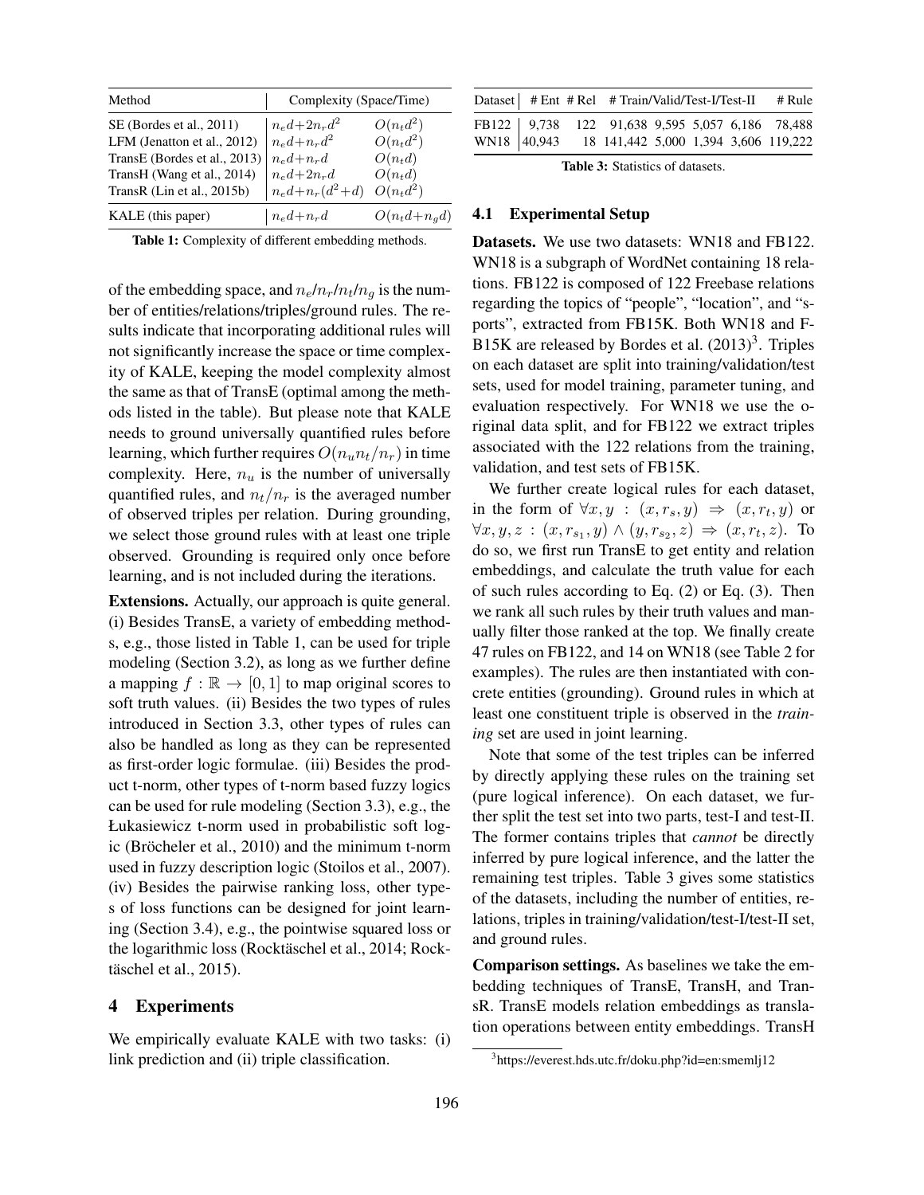| Method | Complexity (Space/Time) | |
|---|---|---|
| SE (Bordes et al., 2011) | $n_e d + 2n_r d^2$ | $O(n_t d^2)$ |
| LFM (Jenatton et al., 2012) | $n_e d + n_r d^2$ | $O(n_t d^2)$ |
| TransE (Bordes et al., 2013) | $n_e d + n_r d$ | $O(n_t d)$ |
| TransH (Wang et al., 2014) | $n_e d + 2n_r d$ | $O(n_t d)$ |
| TransR (Lin et al., 2015b) | $n_e d + n_r (d^2 + d)$ | $O(n_t d^2)$ |
| KALE (this paper) | $n_e d + n_r d$ | $O(n_t d + n_g d)$ |

**Table 1:** Complexity of different embedding methods.

of the embedding space, and $n_e/n_r/n_t/n_g$ is the number of entities/relations/triples/ground rules. The results indicate that incorporating additional rules will not significantly increase the space or time complexity of KALE, keeping the model complexity almost the same as that of TransE (optimal among the methods listed in the table). But please note that KALE needs to ground universally quantified rules before learning, which further requires $O(n_u n_t / n_r)$ in time complexity. Here, $n_u$ is the number of universally quantified rules, and $n_t / n_r$ is the averaged number of observed triples per relation. During grounding, we select those ground rules with at least one triple observed. Grounding is required only once before learning, and is not included during the iterations.

**Extensions.** Actually, our approach is quite general. (i) Besides TransE, a variety of embedding methods, e.g., those listed in Table 1, can be used for triple modeling (Section 3.2), as long as we further define a mapping $f : \mathbb{R} \rightarrow [0, 1]$ to map original scores to soft truth values. (ii) Besides the two types of rules introduced in Section 3.3, other types of rules can also be handled as long as they can be represented as first-order logic formulae. (iii) Besides the product t-norm, other types of t-norm based fuzzy logics can be used for rule modeling (Section 3.3), e.g., the Łukasiewicz t-norm used in probabilistic soft logic (Bröcheler et al., 2010) and the minimum t-norm used in fuzzy description logic (Stoilos et al., 2007). (iv) Besides the pairwise ranking loss, other types of loss functions can be designed for joint learning (Section 3.4), e.g., the pointwise squared loss or the logarithmic loss (Rocktäschel et al., 2014; Rocktäschel et al., 2015).

## 4 Experiments

We empirically evaluate KALE with two tasks: (i) link prediction and (ii) triple classification.

| Dataset | # Ent | # Rel | # Train/Valid/Test-I/Test-II | | | | # Rule |
|---|---|---|---|---|---|---|---|
| FB122 | 9,738 | 122 | 91,638 | 9,595 | 5,057 | 6,186 | 78,488 |
| WN18 | 40,943 | 18 | 141,442 | 5,000 | 1,394 | 3,606 | 119,222 |

**Table 3:** Statistics of datasets.

### 4.1 Experimental Setup

**Datasets.** We use two datasets: WN18 and FB122. WN18 is a subgraph of WordNet containing 18 relations. FB122 is composed of 122 Freebase relations regarding the topics of "people", "location", and "sports", extracted from FB15K. Both WN18 and FB15K are released by Bordes et al. (2013)[3]. Triples on each dataset are split into training/validation/test sets, used for model training, parameter tuning, and evaluation respectively. For WN18 we use the original data split, and for FB122 we extract triples associated with the 122 relations from the training, validation, and test sets of FB15K.

We further create logical rules for each dataset, in the form of $\forall x, y : (x, r_s, y) \Rightarrow (x, r_t, y)$ or $\forall x, y, z : (x, r_{s_1}, y) \wedge (y, r_{s_2}, z) \Rightarrow (x, r_t, z)$. To do so, we first run TransE to get entity and relation embeddings, and calculate the truth value for each of such rules according to Eq. (2) or Eq. (3). Then we rank all such rules by their truth values and manually filter those ranked at the top. We finally create 47 rules on FB122, and 14 on WN18 (see Table 2 for examples). The rules are then instantiated with concrete entities (grounding). Ground rules in which at least one constituent triple is observed in the *training* set are used in joint learning.

Note that some of the test triples can be inferred by directly applying these rules on the training set (pure logical inference). On each dataset, we further split the test set into two parts, test-I and test-II. The former contains triples that *cannot* be directly inferred by pure logical inference, and the latter the remaining test triples. Table 3 gives some statistics of the datasets, including the number of entities, relations, triples in training/validation/test-I/test-II set, and ground rules.

**Comparison settings.** As baselines we take the embedding techniques of TransE, TransH, and TransR. TransE models relation embeddings as translation operations between entity embeddings. TransH

[3] https://everest.hds.utc.fr/doku.php?id=en:smemlj12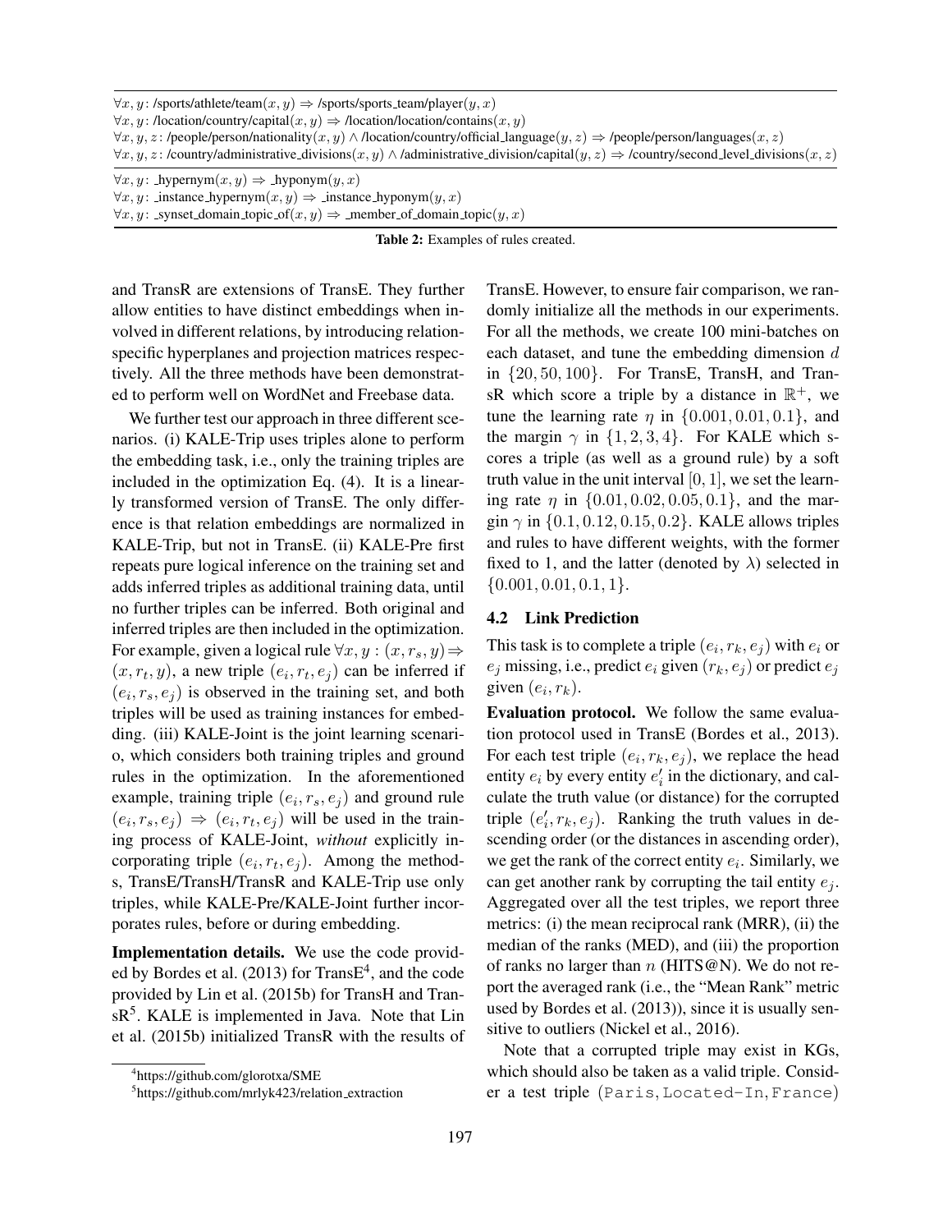| |
|---|
| $\forall x, y$: /sports/athlete/team$(x, y) \Rightarrow$ /sports/sports_team/player$(y, x)$ |
| $\forall x, y$: /location/country/capital$(x, y) \Rightarrow$ /location/location/contains$(x, y)$ |
| $\forall x, y, z$: /people/person/nationality$(x, y) \wedge$ /location/country/official_language$(y, z) \Rightarrow$ /people/person/languages$(x, z)$ |
| $\forall x, y, z$: /country/administrative_divisions$(x, y) \wedge$ /administrative_division/capital$(y, z) \Rightarrow$ /country/second_level_divisions$(x, z)$ |
| $\forall x, y$: _hypernym$(x, y) \Rightarrow$ _hyponym$(y, x)$ |
| $\forall x, y$: _instance_hypernym$(x, y) \Rightarrow$ _instance_hyponym$(y, x)$ |
| $\forall x, y$: _synset_domain_topic_of$(x, y) \Rightarrow$ _member_of_domain_topic$(y, x)$ |

**Table 2:** Examples of rules created.

and TransR are extensions of TransE. They further allow entities to have distinct embeddings when involved in different relations, by introducing relation-specific hyperplanes and projection matrices respectively. All the three methods have been demonstrated to perform well on WordNet and Freebase data.

We further test our approach in three different scenarios. (i) KALE-Trip uses triples alone to perform the embedding task, i.e., only the training triples are included in the optimization Eq. (4). It is a linearly transformed version of TransE. The only difference is that relation embeddings are normalized in KALE-Trip, but not in TransE. (ii) KALE-Pre first repeats pure logical inference on the training set and adds inferred triples as additional training data, until no further triples can be inferred. Both original and inferred triples are then included in the optimization. For example, given a logical rule $\forall x, y : (x, r_s, y) \Rightarrow (x, r_t, y)$, a new triple $(e_i, r_t, e_j)$ can be inferred if $(e_i, r_s, e_j)$ is observed in the training set, and both triples will be used as training instances for embedding. (iii) KALE-Joint is the joint learning scenario, which considers both training triples and ground rules in the optimization. In the aforementioned example, training triple $(e_i, r_s, e_j)$ and ground rule $(e_i, r_s, e_j) \Rightarrow (e_i, r_t, e_j)$ will be used in the training process of KALE-Joint, *without* explicitly incorporating triple $(e_i, r_t, e_j)$. Among the methods, TransE/TransH/TransR and KALE-Trip use only triples, while KALE-Pre/KALE-Joint further incorporates rules, before or during embedding.

**Implementation details.** We use the code provided by Bordes et al. (2013) for TransE[4], and the code provided by Lin et al. (2015b) for TransH and TransR[5]. KALE is implemented in Java. Note that Lin et al. (2015b) initialized TransR with the results of TransE. However, to ensure fair comparison, we randomly initialize all the methods in our experiments. For all the methods, we create 100 mini-batches on each dataset, and tune the embedding dimension $d$ in $\{20, 50, 100\}$. For TransE, TransH, and TransR which score a triple by a distance in $\mathbb{R}^+$, we tune the learning rate $\eta$ in $\{0.001, 0.01, 0.1\}$, and the margin $\gamma$ in $\{1, 2, 3, 4\}$. For KALE which scores a triple (as well as a ground rule) by a soft truth value in the unit interval $[0, 1]$, we set the learning rate $\eta$ in $\{0.01, 0.02, 0.05, 0.1\}$, and the margin $\gamma$ in $\{0.1, 0.12, 0.15, 0.2\}$. KALE allows triples and rules to have different weights, with the former fixed to 1, and the latter (denoted by $\lambda$) selected in $\{0.001, 0.01, 0.1, 1\}$.

### 4.2 Link Prediction

This task is to complete a triple $(e_i, r_k, e_j)$ with $e_i$ or $e_j$ missing, i.e., predict $e_i$ given $(r_k, e_j)$ or predict $e_j$ given $(e_i, r_k)$.

**Evaluation protocol.** We follow the same evaluation protocol used in TransE (Bordes et al., 2013). For each test triple $(e_i, r_k, e_j)$, we replace the head entity $e_i$ by every entity $e'_i$ in the dictionary, and calculate the truth value (or distance) for the corrupted triple $(e'_i, r_k, e_j)$. Ranking the truth values in descending order (or the distances in ascending order), we get the rank of the correct entity $e_i$. Similarly, we can get another rank by corrupting the tail entity $e_j$. Aggregated over all the test triples, we report three metrics: (i) the mean reciprocal rank (MRR), (ii) the median of the ranks (MED), and (iii) the proportion of ranks no larger than $n$ (HITS@N). We do not report the averaged rank (i.e., the "Mean Rank" metric used by Bordes et al. (2013)), since it is usually sensitive to outliers (Nickel et al., 2016).

Note that a corrupted triple may exist in KGs, which should also be taken as a valid triple. Consider a test triple (Paris, Located-In, France)

[4] https://github.com/glorotxa/SME

[5] https://github.com/mrlyk423/relation_extraction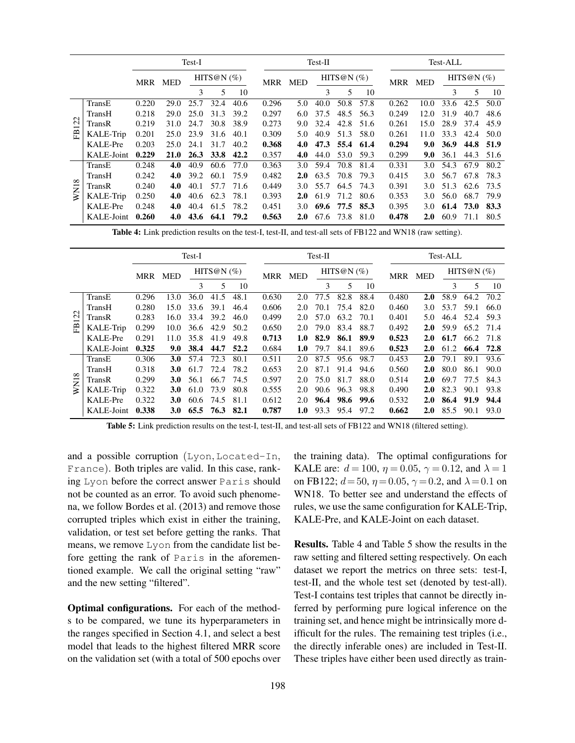| | | Test-I | | | | | Test-II | | | | | Test-ALL | | | | |
|---|---|---|---|---|---|---|---|---|---|---|---|---|---|---|---|---|
| | | MRR | MED | HITS@N (%) | | | MRR | MED | HITS@N (%) | | | MRR | MED | HITS@N (%) | | |
| | | | | 3 | 5 | 10 | | | 3 | 5 | 10 | | | 3 | 5 | 10 |
| FB122 | TransE | 0.220 | 29.0 | 25.7 | 32.4 | 40.6 | 0.296 | 5.0 | 40.0 | 50.8 | 57.8 | 0.262 | 10.0 | 33.6 | 42.5 | 50.0 |
| | TransH | 0.218 | 29.0 | 25.0 | 31.3 | 39.2 | 0.297 | 6.0 | 37.5 | 48.5 | 56.3 | 0.249 | 12.0 | 31.9 | 40.7 | 48.6 |
| | TransR | 0.219 | 31.0 | 24.7 | 30.8 | 38.9 | 0.273 | 9.0 | 32.4 | 42.8 | 51.6 | 0.261 | 15.0 | 28.9 | 37.4 | 45.9 |
| | KALE-Trip | 0.201 | 25.0 | 23.9 | 31.6 | 40.1 | 0.309 | 5.0 | 40.9 | 51.3 | 58.0 | 0.261 | 11.0 | 33.3 | 42.4 | 50.0 |
| | KALE-Pre | 0.203 | 25.0 | 24.1 | 31.7 | 40.2 | **0.368** | **4.0** | **47.3** | **55.4** | **61.4** | **0.294** | **9.0** | **36.9** | **44.8** | **51.9** |
| | KALE-Joint | **0.229** | **21.0** | **26.3** | **33.8** | **42.2** | 0.357 | **4.0** | 44.0 | 53.0 | 59.3 | 0.299 | **9.0** | 36.1 | 44.3 | 51.6 |
| WN18 | TransE | 0.248 | **4.0** | 40.9 | 60.6 | 77.0 | 0.363 | 3.0 | 59.4 | 70.8 | 81.4 | 0.331 | 3.0 | 54.3 | 67.9 | 80.2 |
| | TransH | 0.242 | **4.0** | 39.2 | 60.1 | 75.9 | 0.482 | **2.0** | 63.5 | 70.8 | 79.3 | 0.415 | 3.0 | 56.7 | 67.8 | 78.3 |
| | TransR | 0.240 | **4.0** | 40.1 | 57.7 | 71.6 | 0.449 | 3.0 | 55.7 | 64.5 | 74.3 | 0.391 | 3.0 | 51.3 | 62.6 | 73.5 |
| | KALE-Trip | 0.250 | **4.0** | 40.6 | 62.3 | 78.1 | 0.393 | **2.0** | 61.9 | 71.2 | 80.6 | 0.353 | 3.0 | 56.0 | 68.7 | 79.9 |
| | KALE-Pre | 0.248 | **4.0** | 40.4 | 61.5 | 78.2 | 0.451 | 3.0 | **69.6** | **77.5** | **85.3** | 0.395 | 3.0 | **61.4** | **73.0** | **83.3** |
| | KALE-Joint | **0.260** | **4.0** | **43.6** | **64.1** | **79.2** | **0.563** | **2.0** | 67.6 | 73.8 | 81.0 | **0.478** | **2.0** | 60.9 | 71.1 | 80.5 |

**Table 4:** Link prediction results on the test-I, test-II, and test-all sets of FB122 and WN18 (raw setting).

| | | Test-I | | | | | Test-II | | | | | Test-ALL | | | | |
|---|---|---|---|---|---|---|---|---|---|---|---|---|---|---|---|---|
| | | MRR | MED | HITS@N (%) | | | MRR | MED | HITS@N (%) | | | MRR | MED | HITS@N (%) | | |
| | | | | 3 | 5 | 10 | | | 3 | 5 | 10 | | | 3 | 5 | 10 |
| FB122 | TransE | 0.296 | 13.0 | 36.0 | 41.5 | 48.1 | 0.630 | 2.0 | 77.5 | 82.8 | 88.4 | 0.480 | **2.0** | 58.9 | 64.2 | 70.2 |
| | TransH | 0.280 | 15.0 | 33.6 | 39.1 | 46.4 | 0.606 | 2.0 | 70.1 | 75.4 | 82.0 | 0.460 | 3.0 | 53.7 | 59.1 | 66.0 |
| | TransR | 0.283 | 16.0 | 33.4 | 39.2 | 46.0 | 0.499 | 2.0 | 57.0 | 63.2 | 70.1 | 0.401 | 5.0 | 46.4 | 52.4 | 59.3 |
| | KALE-Trip | 0.299 | 10.0 | 36.6 | 42.9 | 50.2 | 0.650 | 2.0 | 79.0 | 83.4 | 88.7 | 0.492 | **2.0** | 59.9 | 65.2 | 71.4 |
| | KALE-Pre | 0.291 | 11.0 | 35.8 | 41.9 | 49.8 | **0.713** | **1.0** | **82.9** | **86.1** | **89.9** | **0.523** | **2.0** | **61.7** | 66.2 | 71.8 |
| | KALE-Joint | **0.325** | **9.0** | **38.4** | **44.7** | **52.2** | 0.684 | **1.0** | 79.7 | 84.1 | 89.6 | **0.523** | **2.0** | 61.2 | **66.4** | **72.8** |
| WN18 | TransE | 0.306 | **3.0** | 57.4 | 72.3 | 80.1 | 0.511 | 2.0 | 87.5 | 95.6 | 98.7 | 0.453 | **2.0** | 79.1 | 89.1 | 93.6 |
| | TransH | 0.318 | **3.0** | 61.7 | 72.4 | 78.2 | 0.653 | 2.0 | 87.1 | 91.4 | 94.6 | 0.560 | **2.0** | 80.0 | 86.1 | 90.0 |
| | TransR | 0.299 | **3.0** | 56.1 | 66.7 | 74.5 | 0.597 | 2.0 | 75.0 | 81.7 | 88.0 | 0.514 | **2.0** | 69.7 | 77.5 | 84.3 |
| | KALE-Trip | 0.322 | **3.0** | 61.0 | 73.9 | 80.8 | 0.555 | 2.0 | 90.6 | 96.3 | 98.8 | 0.490 | **2.0** | 82.3 | 90.1 | 93.8 |
| | KALE-Pre | 0.322 | **3.0** | 60.6 | 74.5 | 81.1 | 0.612 | 2.0 | **96.4** | **98.6** | **99.6** | 0.532 | **2.0** | **86.4** | **91.9** | **94.4** |
| | KALE-Joint | **0.338** | **3.0** | **65.5** | **76.3** | **82.1** | **0.787** | **1.0** | 93.3 | 95.4 | 97.2 | **0.662** | **2.0** | 85.5 | 90.1 | 93.0 |

**Table 5:** Link prediction results on the test-I, test-II, and test-all sets of FB122 and WN18 (filtered setting).

and a possible corruption (Lyon, Located-In, France). Both triples are valid. In this case, ranking Lyon before the correct answer Paris should not be counted as an error. To avoid such phenomena, we follow Bordes et al. (2013) and remove those corrupted triples which exist in either the training, validation, or test set before getting the ranks. That means, we remove Lyon from the candidate list before getting the rank of Paris in the aforementioned example. We call the original setting "raw" and the new setting "filtered".

**Optimal configurations.** For each of the methods to be compared, we tune its hyperparameters in the ranges specified in Section 4.1, and select a best model that leads to the highest filtered MRR score on the validation set (with a total of 500 epochs over the training data). The optimal configurations for KALE are: $d = 100$, $\eta = 0.05$, $\gamma = 0.12$, and $\lambda = 1$ on FB122; $d = 50$, $\eta = 0.05$, $\gamma = 0.2$, and $\lambda = 0.1$ on WN18. To better see and understand the effects of rules, we use the same configuration for KALE-Trip, KALE-Pre, and KALE-Joint on each dataset.

**Results.** Table 4 and Table 5 show the results in the raw setting and filtered setting respectively. On each dataset we report the metrics on three sets: test-I, test-II, and the whole test set (denoted by test-all). Test-I contains test triples that cannot be directly inferred by performing pure logical inference on the training set, and hence might be intrinsically more difficult for the rules. The remaining test triples (i.e., the directly inferable ones) are included in Test-II. These triples have either been used directly as train-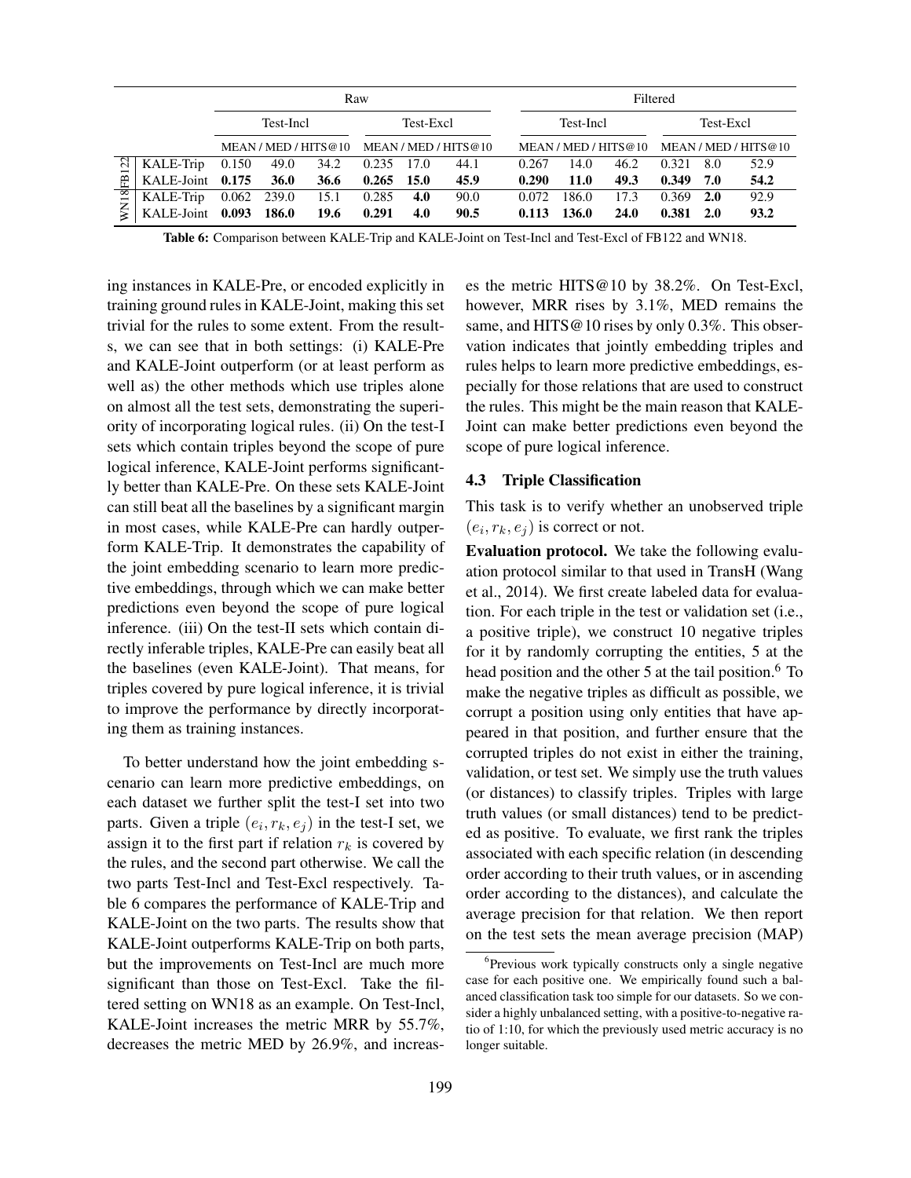| | | Raw | | | | | | Filtered | | | | | |
|---|---|---|---|---|---|---|---|---|---|---|---|---|---|
| | | Test-Incl | | | Test-Excl | | | Test-Incl | | | Test-Excl | | |
| | | MEAN | MED | HITS@10 | MEAN | MED | HITS@10 | MEAN | MED | HITS@10 | MEAN | MED | HITS@10 |
| FB122 | KALE-Trip | 0.150 | 49.0 | 34.2 | 0.235 | 17.0 | 44.1 | 0.267 | 14.0 | 46.2 | 0.321 | 8.0 | 52.9 |
| | KALE-Joint | **0.175** | **36.0** | **36.6** | **0.265** | **15.0** | **45.9** | **0.290** | **11.0** | **49.3** | **0.349** | **7.0** | **54.2** |
| WN18 | KALE-Trip | 0.062 | 239.0 | 15.1 | 0.285 | **4.0** | 90.0 | 0.072 | 186.0 | 17.3 | 0.369 | **2.0** | 92.9 |
| | KALE-Joint | **0.093** | **186.0** | **19.6** | **0.291** | **4.0** | **90.5** | **0.113** | **136.0** | **24.0** | **0.381** | **2.0** | **93.2** |

**Table 6:** Comparison between KALE-Trip and KALE-Joint on Test-Incl and Test-Excl of FB122 and WN18.

ing instances in KALE-Pre, or encoded explicitly in training ground rules in KALE-Joint, making this set trivial for the rules to some extent. From the results, we can see that in both settings: (i) KALE-Pre and KALE-Joint outperform (or at least perform as well as) the other methods which use triples alone on almost all the test sets, demonstrating the superiority of incorporating logical rules. (ii) On the test-I sets which contain triples beyond the scope of pure logical inference, KALE-Joint performs significantly better than KALE-Pre. On these sets KALE-Joint can still beat all the baselines by a significant margin in most cases, while KALE-Pre can hardly outperform KALE-Trip. It demonstrates the capability of the joint embedding scenario to learn more predictive embeddings, through which we can make better predictions even beyond the scope of pure logical inference. (iii) On the test-II sets which contain directly inferable triples, KALE-Pre can easily beat all the baselines (even KALE-Joint). That means, for triples covered by pure logical inference, it is trivial to improve the performance by directly incorporating them as training instances.

To better understand how the joint embedding scenario can learn more predictive embeddings, on each dataset we further split the test-I set into two parts. Given a triple $(e_i, r_k, e_j)$ in the test-I set, we assign it to the first part if relation $r_k$ is covered by the rules, and the second part otherwise. We call the two parts Test-Incl and Test-Excl respectively. Table 6 compares the performance of KALE-Trip and KALE-Joint on the two parts. The results show that KALE-Joint outperforms KALE-Trip on both parts, but the improvements on Test-Incl are much more significant than those on Test-Excl. Take the filtered setting on WN18 as an example. On Test-Incl, KALE-Joint increases the metric MRR by 55.7%, decreases the metric MED by 26.9%, and increases the metric HITS@10 by 38.2%. On Test-Excl, however, MRR rises by 3.1%, MED remains the same, and HITS@10 rises by only 0.3%. This observation indicates that jointly embedding triples and rules helps to learn more predictive embeddings, especially for those relations that are used to construct the rules. This might be the main reason that KALE-Joint can make better predictions even beyond the scope of pure logical inference.

### 4.3 Triple Classification

This task is to verify whether an unobserved triple $(e_i, r_k, e_j)$ is correct or not.

**Evaluation protocol.** We take the following evaluation protocol similar to that used in TransH (Wang et al., 2014). We first create labeled data for evaluation. For each triple in the test or validation set (i.e., a positive triple), we construct 10 negative triples for it by randomly corrupting the entities, 5 at the head position and the other 5 at the tail position.[6] To make the negative triples as difficult as possible, we corrupt a position using only entities that have appeared in that position, and further ensure that the corrupted triples do not exist in either the training, validation, or test set. We simply use the truth values (or distances) to classify triples. Triples with large truth values (or small distances) tend to be predicted as positive. To evaluate, we first rank the triples associated with each specific relation (in descending order according to their truth values, or in ascending order according to the distances), and calculate the average precision for that relation. We then report on the test sets the mean average precision (MAP)

[6] Previous work typically constructs only a single negative case for each positive one. We empirically found such a balanced classification task too simple for our datasets. So we consider a highly unbalanced setting, with a positive-to-negative ratio of 1:10, for which the previously used metric accuracy is no longer suitable.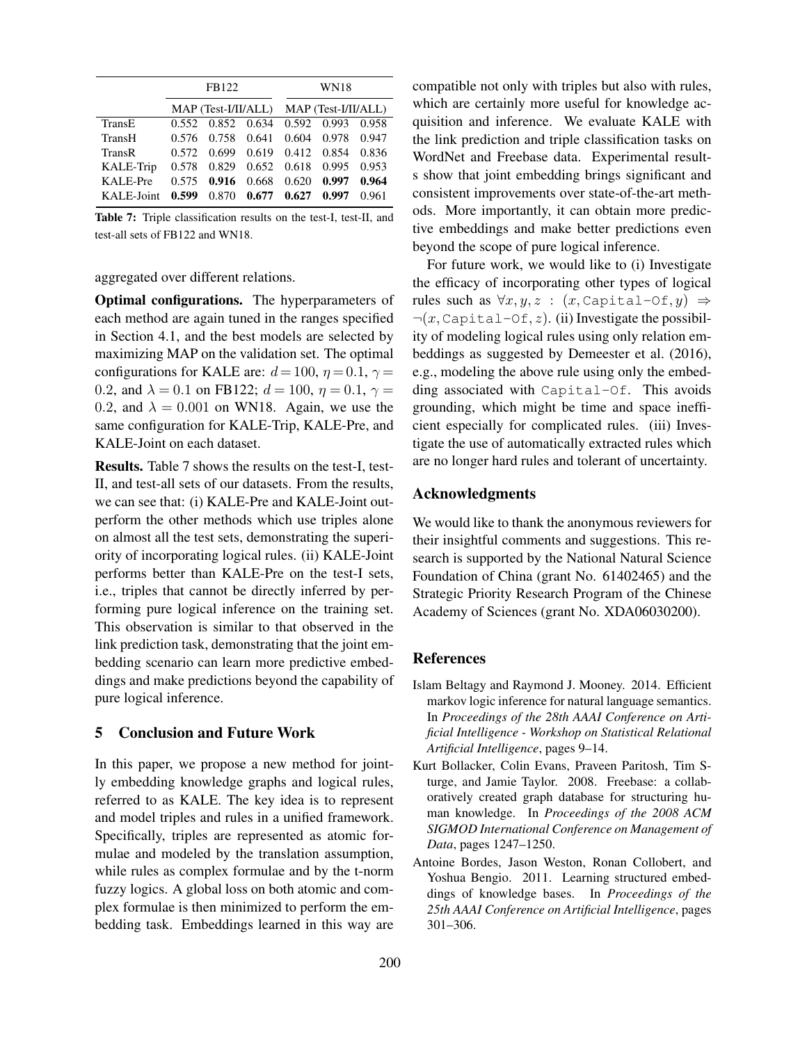| | FB122 | | | WN18 | | |
|---|---|---|---|---|---|---|
| | MAP (Test-I/II/ALL) | | | MAP (Test-I/II/ALL) | | |
| TransE | 0.552 | 0.852 | 0.634 | 0.592 | 0.993 | 0.958 |
| TransH | 0.576 | 0.758 | 0.641 | 0.604 | 0.978 | 0.947 |
| TransR | 0.572 | 0.699 | 0.619 | 0.412 | 0.854 | 0.836 |
| KALE-Trip | 0.578 | 0.829 | 0.652 | 0.618 | 0.995 | 0.953 |
| KALE-Pre | 0.575 | **0.916** | 0.668 | 0.620 | **0.997** | **0.964** |
| KALE-Joint | **0.599** | 0.870 | **0.677** | **0.627** | **0.997** | 0.961 |

**Table 7:** Triple classification results on the test-I, test-II, and test-all sets of FB122 and WN18.

aggregated over different relations.

**Optimal configurations.** The hyperparameters of each method are again tuned in the ranges specified in Section 4.1, and the best models are selected by maximizing MAP on the validation set. The optimal configurations for KALE are: $d = 100$, $\eta = 0.1$, $\gamma = 0.2$, and $\lambda = 0.1$ on FB122; $d = 100$, $\eta = 0.1$, $\gamma = 0.2$, and $\lambda = 0.001$ on WN18. Again, we use the same configuration for KALE-Trip, KALE-Pre, and KALE-Joint on each dataset.

**Results.** Table 7 shows the results on the test-I, test-II, and test-all sets of our datasets. From the results, we can see that: (i) KALE-Pre and KALE-Joint outperform the other methods which use triples alone on almost all the test sets, demonstrating the superiority of incorporating logical rules. (ii) KALE-Joint performs better than KALE-Pre on the test-I sets, i.e., triples that cannot be directly inferred by performing pure logical inference on the training set. This observation is similar to that observed in the link prediction task, demonstrating that the joint embedding scenario can learn more predictive embeddings and make predictions beyond the capability of pure logical inference.

## 5 Conclusion and Future Work

In this paper, we propose a new method for jointly embedding knowledge graphs and logical rules, referred to as KALE. The key idea is to represent and model triples and rules in a unified framework. Specifically, triples are represented as atomic formulae and modeled by the translation assumption, while rules as complex formulae and by the t-norm fuzzy logics. A global loss on both atomic and complex formulae is then minimized to perform the embedding task. Embeddings learned in this way are compatible not only with triples but also with rules, which are certainly more useful for knowledge acquisition and inference. We evaluate KALE with the link prediction and triple classification tasks on WordNet and Freebase data. Experimental results show that joint embedding brings significant and consistent improvements over state-of-the-art methods. More importantly, it can obtain more predictive embeddings and make better predictions even beyond the scope of pure logical inference.

For future work, we would like to (i) Investigate the efficacy of incorporating other types of logical rules such as $\forall x, y, z : (x, \texttt{Capital-Of}, y) \Rightarrow \neg(x, \texttt{Capital-Of}, z)$. (ii) Investigate the possibility of modeling logical rules using only relation embeddings as suggested by Demeester et al. (2016), e.g., modeling the above rule using only the embedding associated with `Capital-Of`. This avoids grounding, which might be time and space inefficient especially for complicated rules. (iii) Investigate the use of automatically extracted rules which are no longer hard rules and tolerant of uncertainty.

## Acknowledgments

We would like to thank the anonymous reviewers for their insightful comments and suggestions. This research is supported by the National Natural Science Foundation of China (grant No. 61402465) and the Strategic Priority Research Program of the Chinese Academy of Sciences (grant No. XDA06030200).

## References

Islam Beltagy and Raymond J. Mooney. 2014. Efficient markov logic inference for natural language semantics. In *Proceedings of the 28th AAAI Conference on Artificial Intelligence - Workshop on Statistical Relational Artificial Intelligence*, pages 9–14.

Kurt Bollacker, Colin Evans, Praveen Paritosh, Tim Sturge, and Jamie Taylor. 2008. Freebase: a collaboratively created graph database for structuring human knowledge. In *Proceedings of the 2008 ACM SIGMOD International Conference on Management of Data*, pages 1247–1250.

Antoine Bordes, Jason Weston, Ronan Collobert, and Yoshua Bengio. 2011. Learning structured embeddings of knowledge bases. In *Proceedings of the 25th AAAI Conference on Artificial Intelligence*, pages 301–306.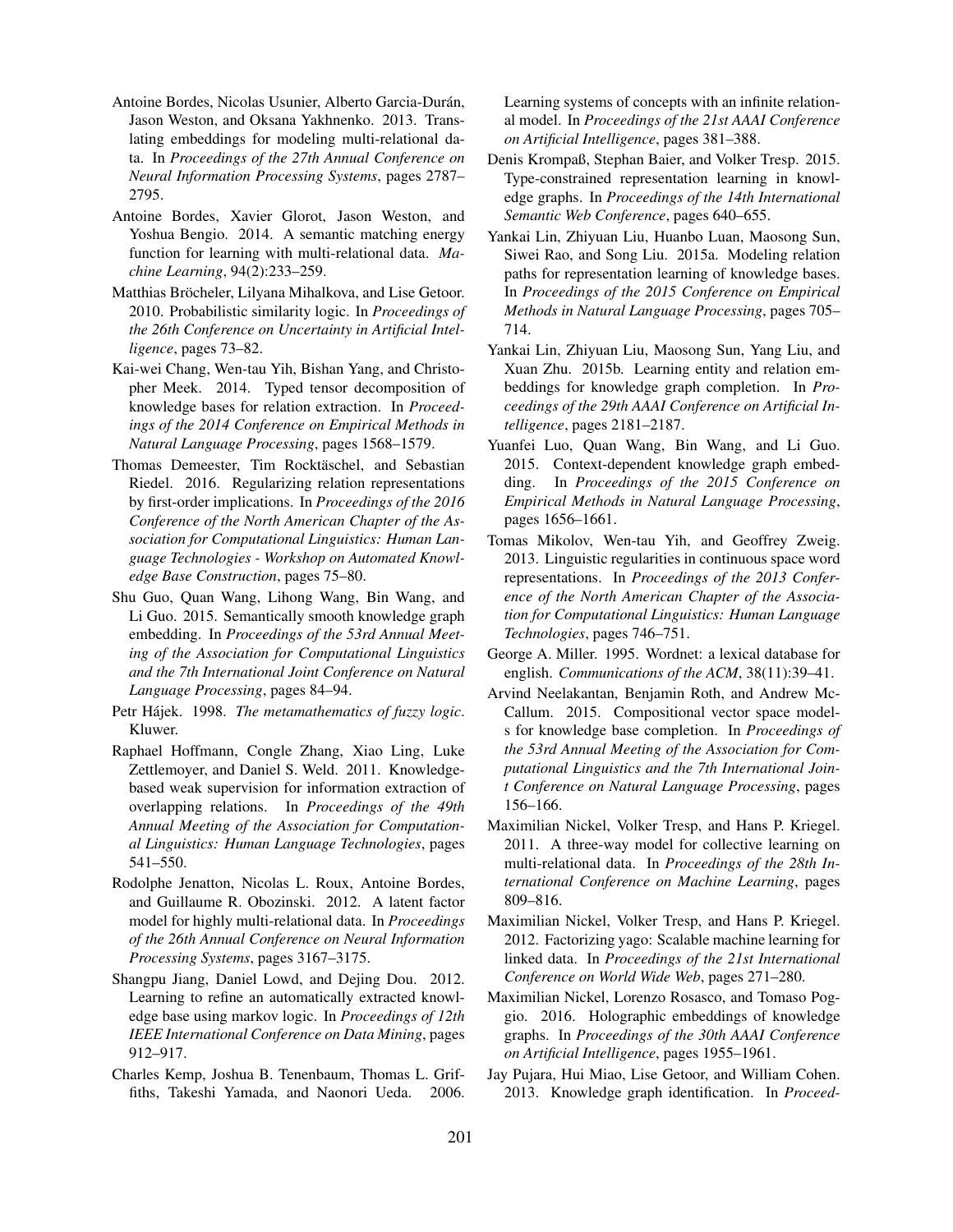Antoine Bordes, Nicolas Usunier, Alberto Garcia-Durán, Jason Weston, and Oksana Yakhnenko. 2013. Translating embeddings for modeling multi-relational data. In *Proceedings of the 27th Annual Conference on Neural Information Processing Systems*, pages 2787–2795.

Antoine Bordes, Xavier Glorot, Jason Weston, and Yoshua Bengio. 2014. A semantic matching energy function for learning with multi-relational data. *Machine Learning*, 94(2):233–259.

Matthias Bröcheler, Lilyana Mihalkova, and Lise Getoor. 2010. Probabilistic similarity logic. In *Proceedings of the 26th Conference on Uncertainty in Artificial Intelligence*, pages 73–82.

Kai-wei Chang, Wen-tau Yih, Bishan Yang, and Christopher Meek. 2014. Typed tensor decomposition of knowledge bases for relation extraction. In *Proceedings of the 2014 Conference on Empirical Methods in Natural Language Processing*, pages 1568–1579.

Thomas Demeester, Tim Rocktäschel, and Sebastian Riedel. 2016. Regularizing relation representations by first-order implications. In *Proceedings of the 2016 Conference of the North American Chapter of the Association for Computational Linguistics: Human Language Technologies - Workshop on Automated Knowledge Base Construction*, pages 75–80.

Shu Guo, Quan Wang, Lihong Wang, Bin Wang, and Li Guo. 2015. Semantically smooth knowledge graph embedding. In *Proceedings of the 53rd Annual Meeting of the Association for Computational Linguistics and the 7th International Joint Conference on Natural Language Processing*, pages 84–94.

Petr Hájek. 1998. *The metamathematics of fuzzy logic*. Kluwer.

Raphael Hoffmann, Congle Zhang, Xiao Ling, Luke Zettlemoyer, and Daniel S. Weld. 2011. Knowledge-based weak supervision for information extraction of overlapping relations. In *Proceedings of the 49th Annual Meeting of the Association for Computational Linguistics: Human Language Technologies*, pages 541–550.

Rodolphe Jenatton, Nicolas L. Roux, Antoine Bordes, and Guillaume R. Obozinski. 2012. A latent factor model for highly multi-relational data. In *Proceedings of the 26th Annual Conference on Neural Information Processing Systems*, pages 3167–3175.

Shangpu Jiang, Daniel Lowd, and Dejing Dou. 2012. Learning to refine an automatically extracted knowledge base using markov logic. In *Proceedings of 12th IEEE International Conference on Data Mining*, pages 912–917.

Charles Kemp, Joshua B. Tenenbaum, Thomas L. Griffiths, Takeshi Yamada, and Naonori Ueda. 2006. Learning systems of concepts with an infinite relational model. In *Proceedings of the 21st AAAI Conference on Artificial Intelligence*, pages 381–388.

Denis Krompaß, Stephan Baier, and Volker Tresp. 2015. Type-constrained representation learning in knowledge graphs. In *Proceedings of the 14th International Semantic Web Conference*, pages 640–655.

Yankai Lin, Zhiyuan Liu, Huanbo Luan, Maosong Sun, Siwei Rao, and Song Liu. 2015a. Modeling relation paths for representation learning of knowledge bases. In *Proceedings of the 2015 Conference on Empirical Methods in Natural Language Processing*, pages 705–714.

Yankai Lin, Zhiyuan Liu, Maosong Sun, Yang Liu, and Xuan Zhu. 2015b. Learning entity and relation embeddings for knowledge graph completion. In *Proceedings of the 29th AAAI Conference on Artificial Intelligence*, pages 2181–2187.

Yuanfei Luo, Quan Wang, Bin Wang, and Li Guo. 2015. Context-dependent knowledge graph embedding. In *Proceedings of the 2015 Conference on Empirical Methods in Natural Language Processing*, pages 1656–1661.

Tomas Mikolov, Wen-tau Yih, and Geoffrey Zweig. 2013. Linguistic regularities in continuous space word representations. In *Proceedings of the 2013 Conference of the North American Chapter of the Association for Computational Linguistics: Human Language Technologies*, pages 746–751.

George A. Miller. 1995. Wordnet: a lexical database for english. *Communications of the ACM*, 38(11):39–41.

Arvind Neelakantan, Benjamin Roth, and Andrew McCallum. 2015. Compositional vector space models for knowledge base completion. In *Proceedings of the 53rd Annual Meeting of the Association for Computational Linguistics and the 7th International Joint Conference on Natural Language Processing*, pages 156–166.

Maximilian Nickel, Volker Tresp, and Hans P. Kriegel. 2011. A three-way model for collective learning on multi-relational data. In *Proceedings of the 28th International Conference on Machine Learning*, pages 809–816.

Maximilian Nickel, Volker Tresp, and Hans P. Kriegel. 2012. Factorizing yago: Scalable machine learning for linked data. In *Proceedings of the 21st International Conference on World Wide Web*, pages 271–280.

Maximilian Nickel, Lorenzo Rosasco, and Tomaso Poggio. 2016. Holographic embeddings of knowledge graphs. In *Proceedings of the 30th AAAI Conference on Artificial Intelligence*, pages 1955–1961.

Jay Pujara, Hui Miao, Lise Getoor, and William Cohen. 2013. Knowledge graph identification. In *Proceed-*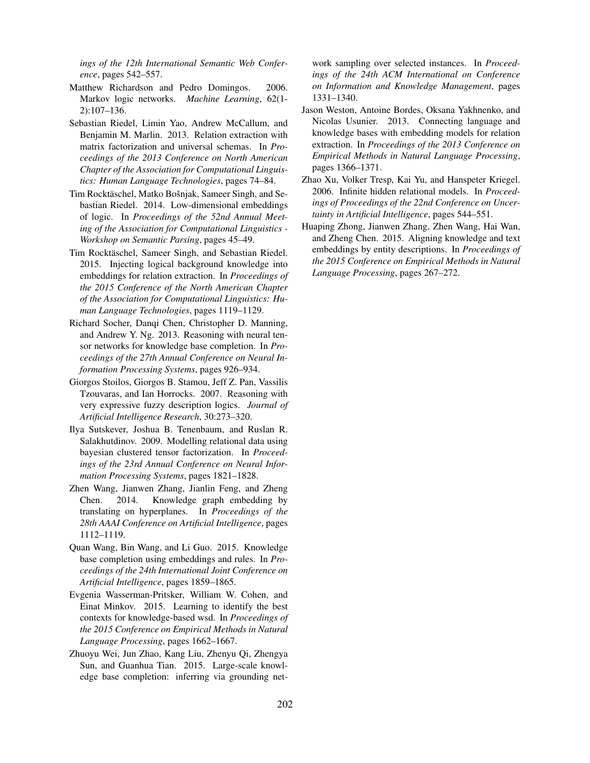*ings of the 12th International Semantic Web Conference*, pages 542–557.

Matthew Richardson and Pedro Domingos. 2006. Markov logic networks. *Machine Learning*, 62(1-2):107–136.

Sebastian Riedel, Limin Yao, Andrew McCallum, and Benjamin M. Marlin. 2013. Relation extraction with matrix factorization and universal schemas. In *Proceedings of the 2013 Conference on North American Chapter of the Association for Computational Linguistics: Human Language Technologies*, pages 74–84.

Tim Rocktäschel, Matko Bošnjak, Sameer Singh, and Sebastian Riedel. 2014. Low-dimensional embeddings of logic. In *Proceedings of the 52nd Annual Meeting of the Association for Computational Linguistics - Workshop on Semantic Parsing*, pages 45–49.

Tim Rocktäschel, Sameer Singh, and Sebastian Riedel. 2015. Injecting logical background knowledge into embeddings for relation extraction. In *Proceedings of the 2015 Conference of the North American Chapter of the Association for Computational Linguistics: Human Language Technologies*, pages 1119–1129.

Richard Socher, Danqi Chen, Christopher D. Manning, and Andrew Y. Ng. 2013. Reasoning with neural tensor networks for knowledge base completion. In *Proceedings of the 27th Annual Conference on Neural Information Processing Systems*, pages 926–934.

Giorgos Stoilos, Giorgos B. Stamou, Jeff Z. Pan, Vassilis Tzouvaras, and Ian Horrocks. 2007. Reasoning with very expressive fuzzy description logics. *Journal of Artificial Intelligence Research*, 30:273–320.

Ilya Sutskever, Joshua B. Tenenbaum, and Ruslan R. Salakhutdinov. 2009. Modelling relational data using bayesian clustered tensor factorization. In *Proceedings of the 23rd Annual Conference on Neural Information Processing Systems*, pages 1821–1828.

Zhen Wang, Jianwen Zhang, Jianlin Feng, and Zheng Chen. 2014. Knowledge graph embedding by translating on hyperplanes. In *Proceedings of the 28th AAAI Conference on Artificial Intelligence*, pages 1112–1119.

Quan Wang, Bin Wang, and Li Guo. 2015. Knowledge base completion using embeddings and rules. In *Proceedings of the 24th International Joint Conference on Artificial Intelligence*, pages 1859–1865.

Evgenia Wasserman-Pritsker, William W. Cohen, and Einat Minkov. 2015. Learning to identify the best contexts for knowledge-based wsd. In *Proceedings of the 2015 Conference on Empirical Methods in Natural Language Processing*, pages 1662–1667.

Zhuoyu Wei, Jun Zhao, Kang Liu, Zhenyu Qi, Zhengya Sun, and Guanhua Tian. 2015. Large-scale knowledge base completion: inferring via grounding network sampling over selected instances. In *Proceedings of the 24th ACM International on Conference on Information and Knowledge Management*, pages 1331–1340.

Jason Weston, Antoine Bordes, Oksana Yakhnenko, and Nicolas Usunier. 2013. Connecting language and knowledge bases with embedding models for relation extraction. In *Proceedings of the 2013 Conference on Empirical Methods in Natural Language Processing*, pages 1366–1371.

Zhao Xu, Volker Tresp, Kai Yu, and Hanspeter Kriegel. 2006. Infinite hidden relational models. In *Proceedings of Proceedings of the 22nd Conference on Uncertainty in Artificial Intelligence*, pages 544–551.

Huaping Zhong, Jianwen Zhang, Zhen Wang, Hai Wan, and Zheng Chen. 2015. Aligning knowledge and text embeddings by entity descriptions. In *Proceedings of the 2015 Conference on Empirical Methods in Natural Language Processing*, pages 267–272.